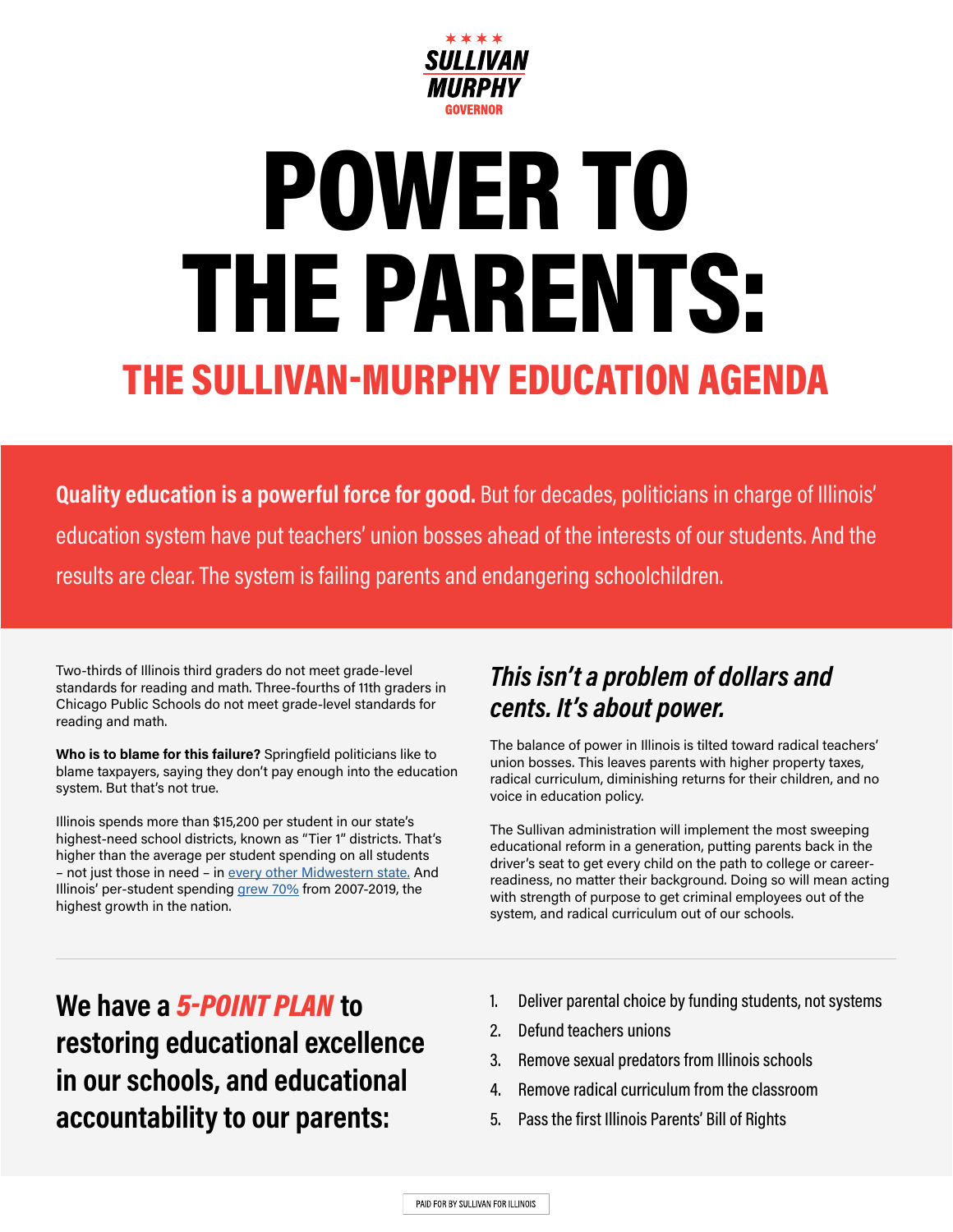SULLIVAN MURPHY GOVERNOR

# POWER TO THE PARENTS:

## THE SULLIVAN-MURPHY EDUCATION AGENDA

**Quality education is a powerful force for good.** But for decades, politicians in charge of Illinois' education system have put teachers' union bosses ahead of the interests of our students. And the results are clear. The system is failing parents and endangering schoolchildren.

Two-thirds of Illinois third graders do not meet grade-level standards for reading and math. Three-fourths of 11th graders in Chicago Public Schools do not meet grade-level standards for reading and math.

**Who is to blame for this failure?** Springfield politicians like to blame taxpayers, saying they don't pay enough into the education system. But that's not true.

Illinois spends more than $15,200 per student in our state's highest-need school districts, known as "Tier 1" districts. That's higher than the average per student spending on all students – not just those in need – in every other Midwestern state. And Illinois' per-student spending grew 70% from 2007-2019, the highest growth in the nation.

### *This isn't a problem of dollars and cents. It's about power.*

The balance of power in Illinois is tilted toward radical teachers' union bosses. This leaves parents with higher property taxes, radical curriculum, diminishing returns for their children, and no voice in education policy.

The Sullivan administration will implement the most sweeping educational reform in a generation, putting parents back in the driver's seat to get every child on the path to college or career-readiness, no matter their background. Doing so will mean acting with strength of purpose to get criminal employees out of the system, and radical curriculum out of our schools.

---

## We have a *5-POINT PLAN* to restoring educational excellence in our schools, and educational accountability to our parents:

1. Deliver parental choice by funding students, not systems
2. Defund teachers unions
3. Remove sexual predators from Illinois schools
4. Remove radical curriculum from the classroom
5. Pass the first Illinois Parents' Bill of Rights

PAID FOR BY SULLIVAN FOR ILLINOIS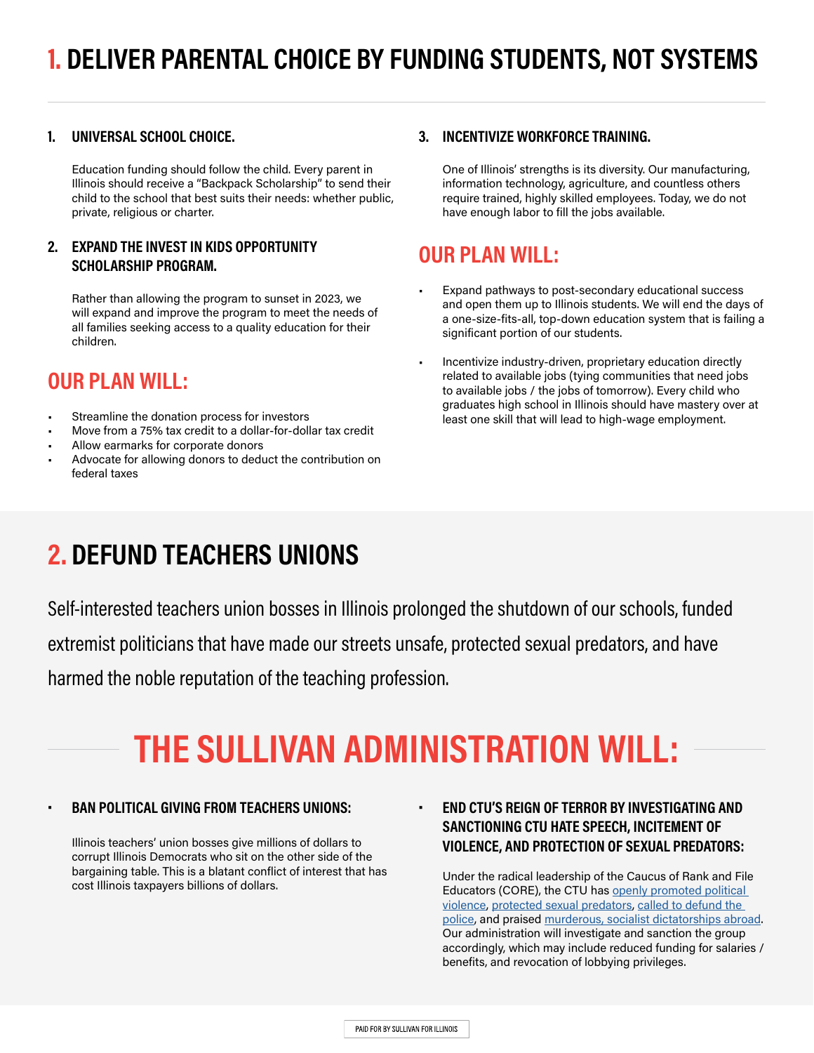# 1. DELIVER PARENTAL CHOICE BY FUNDING STUDENTS, NOT SYSTEMS

1. **UNIVERSAL SCHOOL CHOICE.**

   Education funding should follow the child. Every parent in Illinois should receive a "Backpack Scholarship" to send their child to the school that best suits their needs: whether public, private, religious or charter.

2. **EXPAND THE INVEST IN KIDS OPPORTUNITY SCHOLARSHIP PROGRAM.**

   Rather than allowing the program to sunset in 2023, we will expand and improve the program to meet the needs of all families seeking access to a quality education for their children.

## OUR PLAN WILL:

- Streamline the donation process for investors
- Move from a 75% tax credit to a dollar-for-dollar tax credit
- Allow earmarks for corporate donors
- Advocate for allowing donors to deduct the contribution on federal taxes

3. **INCENTIVIZE WORKFORCE TRAINING.**

   One of Illinois' strengths is its diversity. Our manufacturing, information technology, agriculture, and countless others require trained, highly skilled employees. Today, we do not have enough labor to fill the jobs available.

## OUR PLAN WILL:

- Expand pathways to post-secondary educational success and open them up to Illinois students. We will end the days of a one-size-fits-all, top-down education system that is failing a significant portion of our students.
- Incentivize industry-driven, proprietary education directly related to available jobs (tying communities that need jobs to available jobs / the jobs of tomorrow). Every child who graduates high school in Illinois should have mastery over at least one skill that will lead to high-wage employment.

# 2. DEFUND TEACHERS UNIONS

Self-interested teachers union bosses in Illinois prolonged the shutdown of our schools, funded extremist politicians that have made our streets unsafe, protected sexual predators, and have harmed the noble reputation of the teaching profession.

## THE SULLIVAN ADMINISTRATION WILL:

- **BAN POLITICAL GIVING FROM TEACHERS UNIONS:**

  Illinois teachers' union bosses give millions of dollars to corrupt Illinois Democrats who sit on the other side of the bargaining table. This is a blatant conflict of interest that has cost Illinois taxpayers billions of dollars.

- **END CTU'S REIGN OF TERROR BY INVESTIGATING AND SANCTIONING CTU HATE SPEECH, INCITEMENT OF VIOLENCE, AND PROTECTION OF SEXUAL PREDATORS:**

  Under the radical leadership of the Caucus of Rank and File Educators (CORE), the CTU has openly promoted political violence, protected sexual predators, called to defund the police, and praised murderous, socialist dictatorships abroad. Our administration will investigate and sanction the group accordingly, which may include reduced funding for salaries / benefits, and revocation of lobbying privileges.

PAID FOR BY SULLIVAN FOR ILLINOIS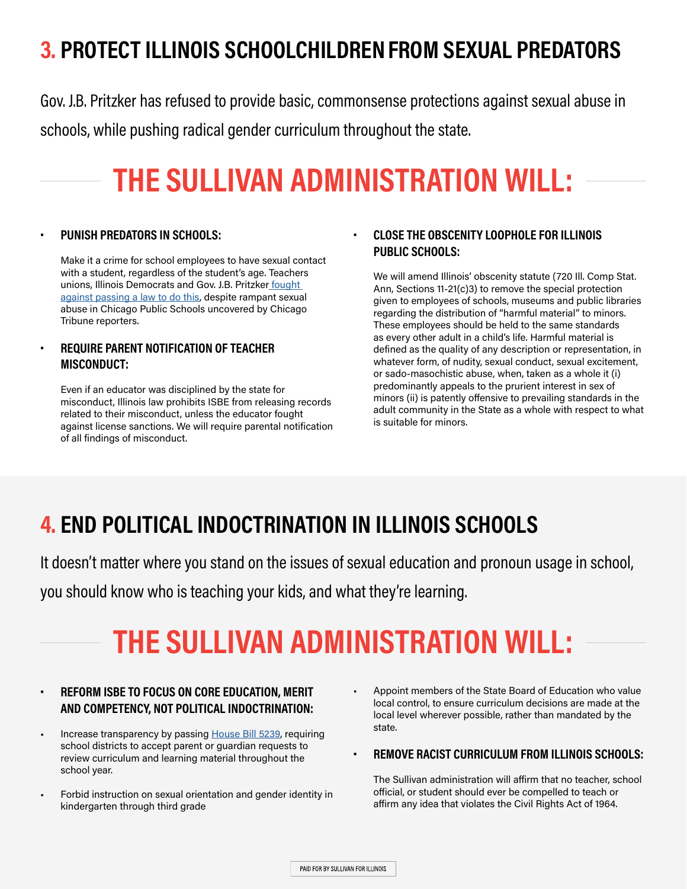## 3. PROTECT ILLINOIS SCHOOLCHILDREN FROM SEXUAL PREDATORS

Gov. J.B. Pritzker has refused to provide basic, commonsense protections against sexual abuse in schools, while pushing radical gender curriculum throughout the state.

## THE SULLIVAN ADMINISTRATION WILL:

- **PUNISH PREDATORS IN SCHOOLS:**

  Make it a crime for school employees to have sexual contact with a student, regardless of the student's age. Teachers unions, Illinois Democrats and Gov. J.B. Pritzker fought against passing a law to do this, despite rampant sexual abuse in Chicago Public Schools uncovered by Chicago Tribune reporters.

- **REQUIRE PARENT NOTIFICATION OF TEACHER MISCONDUCT:**

  Even if an educator was disciplined by the state for misconduct, Illinois law prohibits ISBE from releasing records related to their misconduct, unless the educator fought against license sanctions. We will require parental notification of all findings of misconduct.

- **CLOSE THE OBSCENITY LOOPHOLE FOR ILLINOIS PUBLIC SCHOOLS:**

  We will amend Illinois' obscenity statute (720 Ill. Comp Stat. Ann, Sections 11-21(c)3) to remove the special protection given to employees of schools, museums and public libraries regarding the distribution of "harmful material" to minors. These employees should be held to the same standards as every other adult in a child's life. Harmful material is defined as the quality of any description or representation, in whatever form, of nudity, sexual conduct, sexual excitement, or sado-masochistic abuse, when, taken as a whole it (i) predominantly appeals to the prurient interest in sex of minors (ii) is patently offensive to prevailing standards in the adult community in the State as a whole with respect to what is suitable for minors.

## 4. END POLITICAL INDOCTRINATION IN ILLINOIS SCHOOLS

It doesn't matter where you stand on the issues of sexual education and pronoun usage in school, you should know who is teaching your kids, and what they're learning.

## THE SULLIVAN ADMINISTRATION WILL:

- **REFORM ISBE TO FOCUS ON CORE EDUCATION, MERIT AND COMPETENCY, NOT POLITICAL INDOCTRINATION:**
- Increase transparency by passing House Bill 5239, requiring school districts to accept parent or guardian requests to review curriculum and learning material throughout the school year.
- Forbid instruction on sexual orientation and gender identity in kindergarten through third grade
- Appoint members of the State Board of Education who value local control, to ensure curriculum decisions are made at the local level wherever possible, rather than mandated by the state.
- **REMOVE RACIST CURRICULUM FROM ILLINOIS SCHOOLS:**

  The Sullivan administration will affirm that no teacher, school official, or student should ever be compelled to teach or affirm any idea that violates the Civil Rights Act of 1964.

PAID FOR BY SULLIVAN FOR ILLINOIS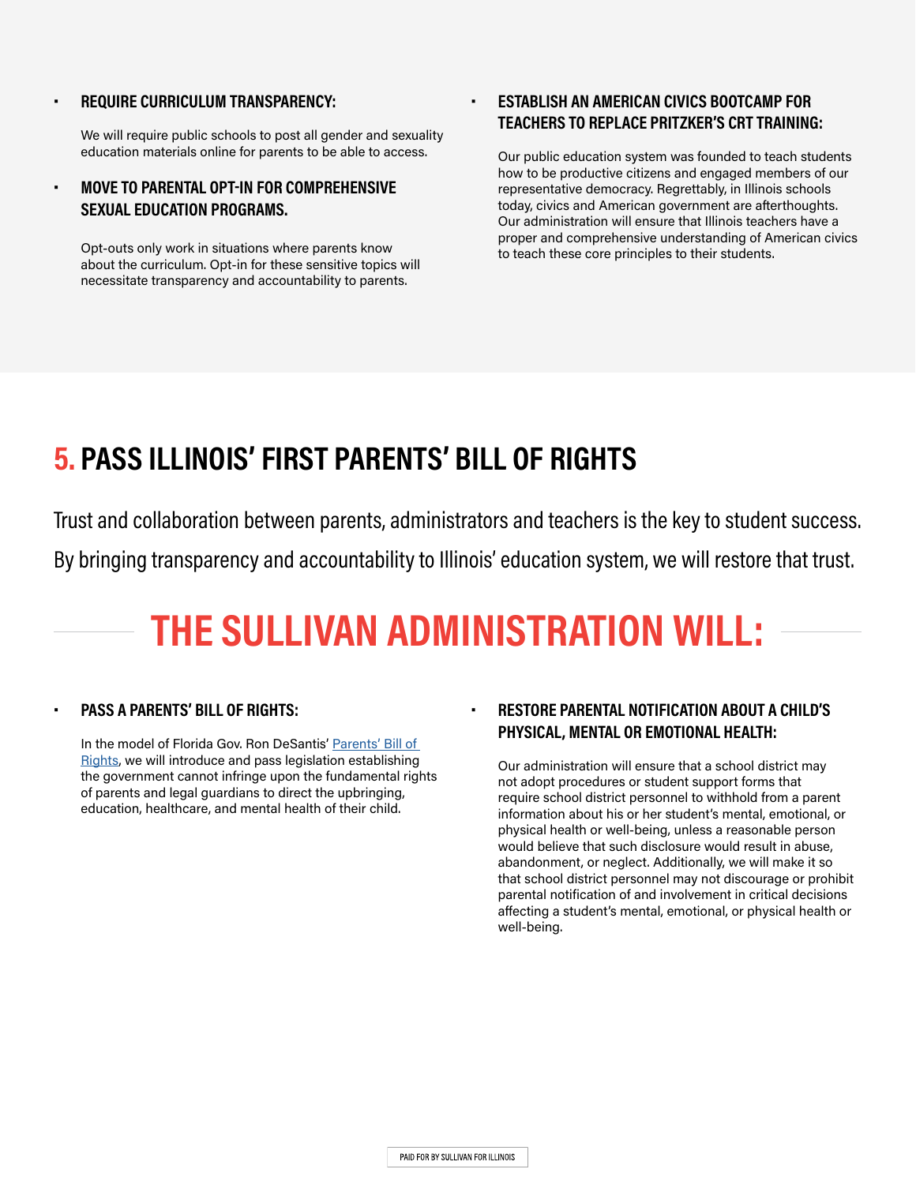- **REQUIRE CURRICULUM TRANSPARENCY:**

  We will require public schools to post all gender and sexuality education materials online for parents to be able to access.

- **MOVE TO PARENTAL OPT-IN FOR COMPREHENSIVE SEXUAL EDUCATION PROGRAMS.**

  Opt-outs only work in situations where parents know about the curriculum. Opt-in for these sensitive topics will necessitate transparency and accountability to parents.

- **ESTABLISH AN AMERICAN CIVICS BOOTCAMP FOR TEACHERS TO REPLACE PRITZKER'S CRT TRAINING:**

  Our public education system was founded to teach students how to be productive citizens and engaged members of our representative democracy. Regrettably, in Illinois schools today, civics and American government are afterthoughts. Our administration will ensure that Illinois teachers have a proper and comprehensive understanding of American civics to teach these core principles to their students.

## 5. PASS ILLINOIS' FIRST PARENTS' BILL OF RIGHTS

Trust and collaboration between parents, administrators and teachers is the key to student success. By bringing transparency and accountability to Illinois' education system, we will restore that trust.

## THE SULLIVAN ADMINISTRATION WILL:

- **PASS A PARENTS' BILL OF RIGHTS:**

  In the model of Florida Gov. Ron DeSantis' Parents' Bill of Rights, we will introduce and pass legislation establishing the government cannot infringe upon the fundamental rights of parents and legal guardians to direct the upbringing, education, healthcare, and mental health of their child.

- **RESTORE PARENTAL NOTIFICATION ABOUT A CHILD'S PHYSICAL, MENTAL OR EMOTIONAL HEALTH:**

  Our administration will ensure that a school district may not adopt procedures or student support forms that require school district personnel to withhold from a parent information about his or her student's mental, emotional, or physical health or well-being, unless a reasonable person would believe that such disclosure would result in abuse, abandonment, or neglect. Additionally, we will make it so that school district personnel may not discourage or prohibit parental notification of and involvement in critical decisions affecting a student's mental, emotional, or physical health or well-being.

PAID FOR BY SULLIVAN FOR ILLINOIS